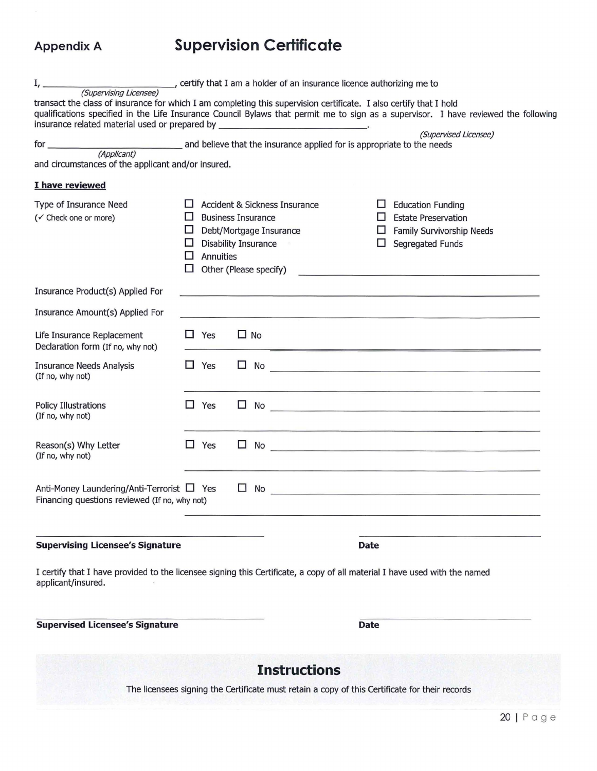## Appendix A

# Supervision Certificate

I, \_\_\_\_\_\_\_\_\_\_\_\_\_\_\_\_\_\_\_\_\_\_\_\_\_\_ *(Supervising Licensee)*, certify that I am a holder of an insurance licence authorizing me to transact the class of insurance for which I am completing this supervision certificate. I also certify that I hold qualifications specified in the Life Insurance Council Bylaws that permit me to sign as a supervisor. I have reviewed the following insurance related material used or prepared by \_\_\_\_\_\_\_\_\_\_\_\_\_\_\_\_\_\_\_\_\_\_\_\_\_\_ *(Supervised Licensee)*.

for \_\_\_\_\_\_\_\_\_\_\_\_\_\_\_\_\_\_\_\_\_\_\_\_\_\_ *(Applicant)* and believe that the insurance applied for is appropriate to the needs and circumstances of the applicant and/or insured.

**I have reviewed**

Type of Insurance Need
(✓ Check one or more)

- ☐ Accident & Sickness Insurance
- ☐ Business Insurance
- ☐ Debt/Mortgage Insurance
- ☐ Disability Insurance
- ☐ Annuities
- ☐ Other (Please specify) \_\_\_\_\_\_\_\_\_\_\_\_\_\_\_\_\_\_\_\_
- ☐ Education Funding
- ☐ Estate Preservation
- ☐ Family Survivorship Needs
- ☐ Segregated Funds

Insurance Product(s) Applied For \_\_\_\_\_\_\_\_\_\_\_\_\_\_\_\_\_\_\_\_\_\_\_\_\_\_\_\_\_\_\_\_\_\_\_\_\_\_\_\_

Insurance Amount(s) Applied For \_\_\_\_\_\_\_\_\_\_\_\_\_\_\_\_\_\_\_\_\_\_\_\_\_\_\_\_\_\_\_\_\_\_\_\_\_\_\_\_

Life Insurance Replacement Declaration form (If no, why not) ☐ Yes ☐ No \_\_\_\_\_\_\_\_\_\_\_\_\_\_\_\_\_\_\_\_

Insurance Needs Analysis (If no, why not) ☐ Yes ☐ No \_\_\_\_\_\_\_\_\_\_\_\_\_\_\_\_\_\_\_\_

Policy Illustrations (If no, why not) ☐ Yes ☐ No \_\_\_\_\_\_\_\_\_\_\_\_\_\_\_\_\_\_\_\_

Reason(s) Why Letter (If no, why not) ☐ Yes ☐ No \_\_\_\_\_\_\_\_\_\_\_\_\_\_\_\_\_\_\_\_

Anti-Money Laundering/Anti-Terrorist Financing questions reviewed (If no, why not) ☐ Yes ☐ No \_\_\_\_\_\_\_\_\_\_\_\_\_\_\_\_\_\_\_\_

\_\_\_\_\_\_\_\_\_\_\_\_\_\_\_\_\_\_\_\_\_\_\_\_\_\_\_\_\_\_ \_\_\_\_\_\_\_\_\_\_\_\_\_\_\_\_\_\_\_\_

**Supervising Licensee's Signature** **Date**

I certify that I have provided to the licensee signing this Certificate, a copy of all material I have used with the named applicant/insured.

\_\_\_\_\_\_\_\_\_\_\_\_\_\_\_\_\_\_\_\_\_\_\_\_\_\_\_\_\_\_ \_\_\_\_\_\_\_\_\_\_\_\_\_\_\_\_\_\_\_\_

**Supervised Licensee's Signature** **Date**

## Instructions

The licensees signing the Certificate must retain a copy of this Certificate for their records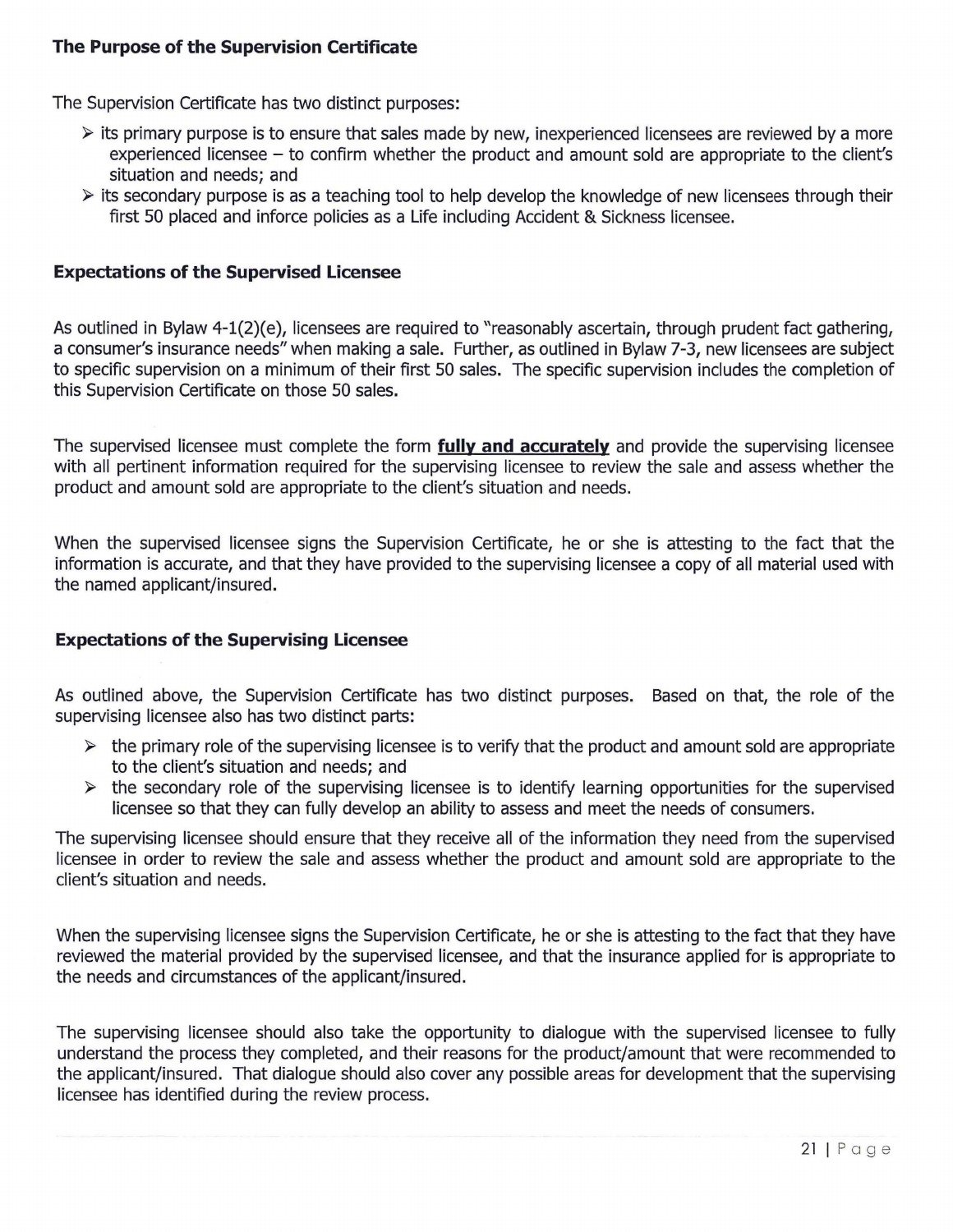### The Purpose of the Supervision Certificate

The Supervision Certificate has two distinct purposes:

- its primary purpose is to ensure that sales made by new, inexperienced licensees are reviewed by a more experienced licensee – to confirm whether the product and amount sold are appropriate to the client's situation and needs; and
- its secondary purpose is as a teaching tool to help develop the knowledge of new licensees through their first 50 placed and inforce policies as a Life including Accident & Sickness licensee.

### Expectations of the Supervised Licensee

As outlined in Bylaw 4-1(2)(e), licensees are required to "reasonably ascertain, through prudent fact gathering, a consumer's insurance needs" when making a sale. Further, as outlined in Bylaw 7-3, new licensees are subject to specific supervision on a minimum of their first 50 sales. The specific supervision includes the completion of this Supervision Certificate on those 50 sales.

The supervised licensee must complete the form **fully and accurately** and provide the supervising licensee with all pertinent information required for the supervising licensee to review the sale and assess whether the product and amount sold are appropriate to the client's situation and needs.

When the supervised licensee signs the Supervision Certificate, he or she is attesting to the fact that the information is accurate, and that they have provided to the supervising licensee a copy of all material used with the named applicant/insured.

### Expectations of the Supervising Licensee

As outlined above, the Supervision Certificate has two distinct purposes. Based on that, the role of the supervising licensee also has two distinct parts:

- the primary role of the supervising licensee is to verify that the product and amount sold are appropriate to the client's situation and needs; and
- the secondary role of the supervising licensee is to identify learning opportunities for the supervised licensee so that they can fully develop an ability to assess and meet the needs of consumers.

The supervising licensee should ensure that they receive all of the information they need from the supervised licensee in order to review the sale and assess whether the product and amount sold are appropriate to the client's situation and needs.

When the supervising licensee signs the Supervision Certificate, he or she is attesting to the fact that they have reviewed the material provided by the supervised licensee, and that the insurance applied for is appropriate to the needs and circumstances of the applicant/insured.

The supervising licensee should also take the opportunity to dialogue with the supervised licensee to fully understand the process they completed, and their reasons for the product/amount that were recommended to the applicant/insured. That dialogue should also cover any possible areas for development that the supervising licensee has identified during the review process.